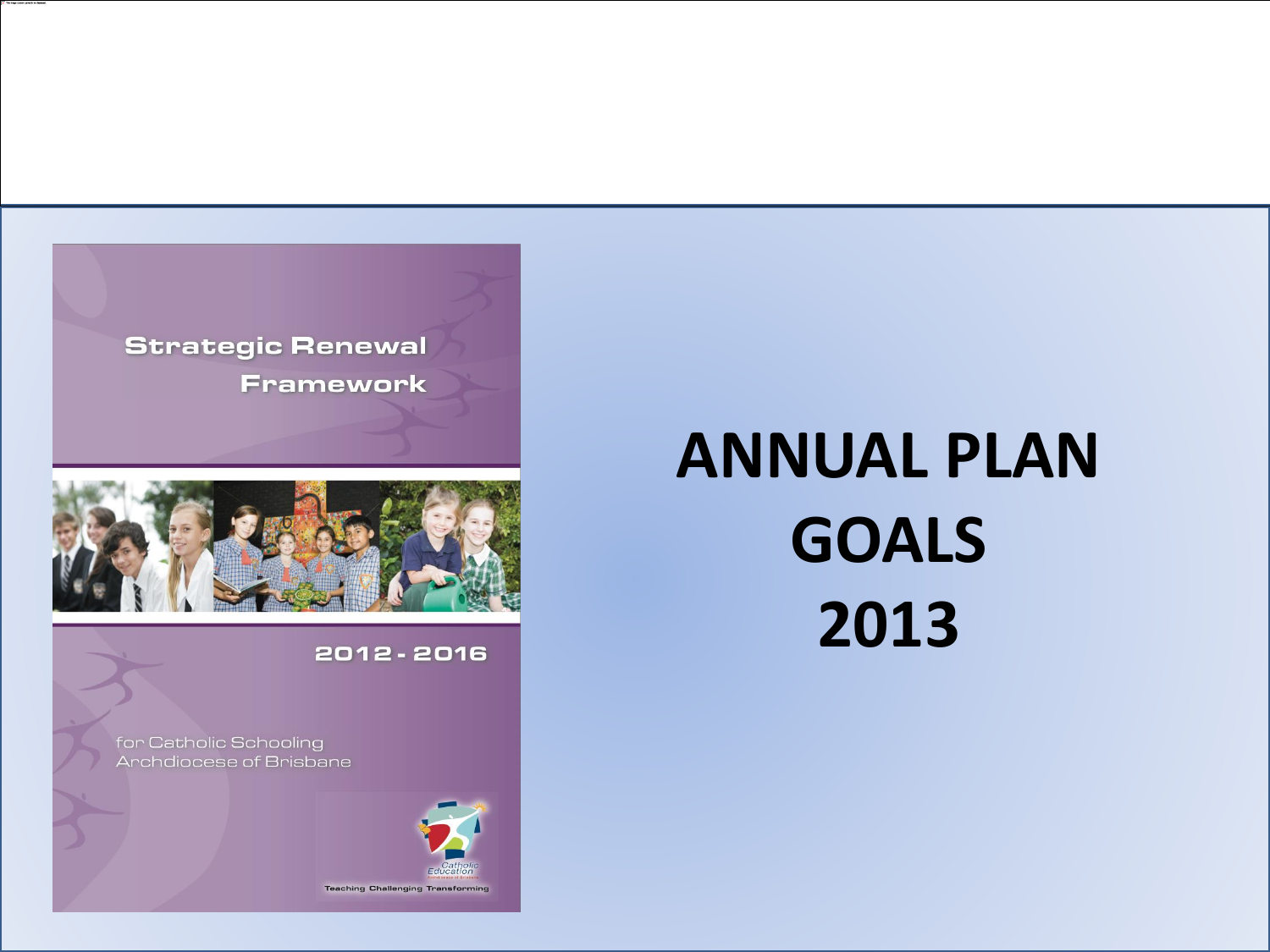Strategic Renewal Framework

2012 - 2016

for Catholic Schooling
Archdiocese of Brisbane

Catholic Education

Teaching Challenging Transforming

# ANNUAL PLAN GOALS 2013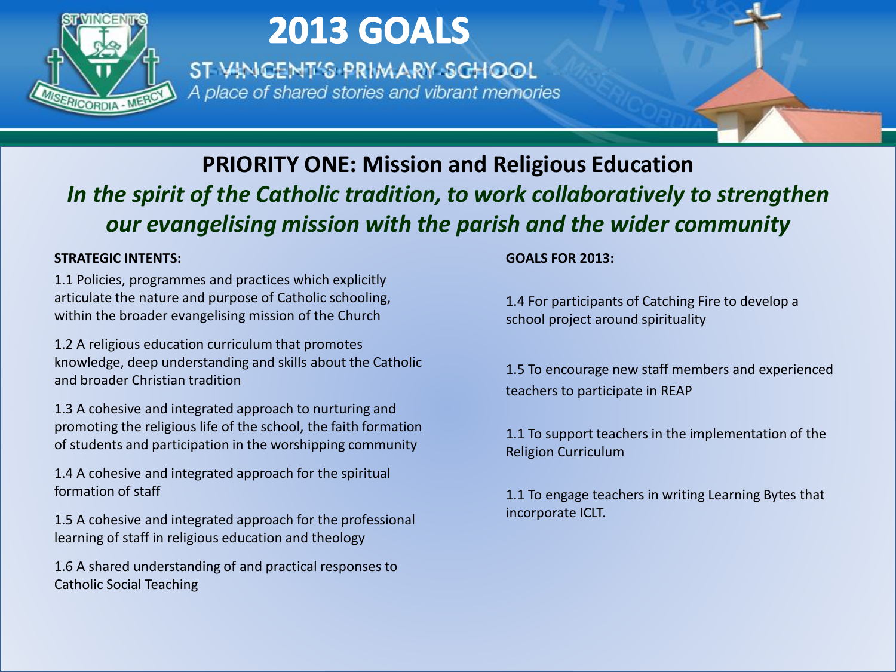# 2013 GOALS

ST VINCENT'S PRIMARY SCHOOL

*A place of shared stories and vibrant memories*

## PRIORITY ONE: Mission and Religious Education

***In the spirit of the Catholic tradition, to work collaboratively to strengthen our evangelising mission with the parish and the wider community***

**STRATEGIC INTENTS:**

1.1 Policies, programmes and practices which explicitly articulate the nature and purpose of Catholic schooling, within the broader evangelising mission of the Church

1.2 A religious education curriculum that promotes knowledge, deep understanding and skills about the Catholic and broader Christian tradition

1.3 A cohesive and integrated approach to nurturing and promoting the religious life of the school, the faith formation of students and participation in the worshipping community

1.4 A cohesive and integrated approach for the spiritual formation of staff

1.5 A cohesive and integrated approach for the professional learning of staff in religious education and theology

1.6 A shared understanding of and practical responses to Catholic Social Teaching

**GOALS FOR 2013:**

1.4 For participants of Catching Fire to develop a school project around spirituality

1.5 To encourage new staff members and experienced teachers to participate in REAP

1.1 To support teachers in the implementation of the Religion Curriculum

1.1 To engage teachers in writing Learning Bytes that incorporate ICLT.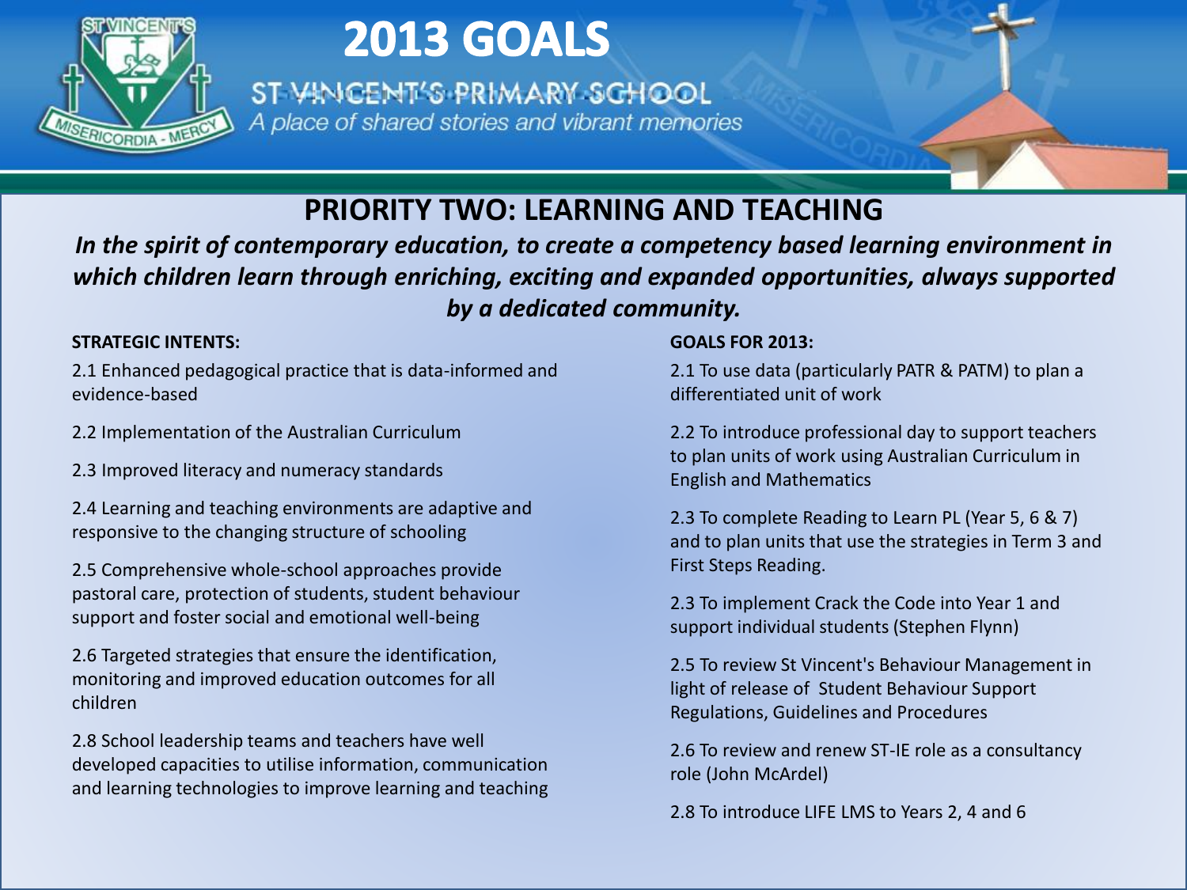# 2013 GOALS

ST VINCENT'S PRIMARY SCHOOL

*A place of shared stories and vibrant memories*

## PRIORITY TWO: LEARNING AND TEACHING

***In the spirit of contemporary education, to create a competency based learning environment in which children learn through enriching, exciting and expanded opportunities, always supported by a dedicated community.***

**STRATEGIC INTENTS:**

2.1 Enhanced pedagogical practice that is data-informed and evidence-based

2.2 Implementation of the Australian Curriculum

2.3 Improved literacy and numeracy standards

2.4 Learning and teaching environments are adaptive and responsive to the changing structure of schooling

2.5 Comprehensive whole-school approaches provide pastoral care, protection of students, student behaviour support and foster social and emotional well-being

2.6 Targeted strategies that ensure the identification, monitoring and improved education outcomes for all children

2.8 School leadership teams and teachers have well developed capacities to utilise information, communication and learning technologies to improve learning and teaching

**GOALS FOR 2013:**

2.1 To use data (particularly PATR & PATM) to plan a differentiated unit of work

2.2 To introduce professional day to support teachers to plan units of work using Australian Curriculum in English and Mathematics

2.3 To complete Reading to Learn PL (Year 5, 6 & 7) and to plan units that use the strategies in Term 3 and First Steps Reading.

2.3 To implement Crack the Code into Year 1 and support individual students (Stephen Flynn)

2.5 To review St Vincent's Behaviour Management in light of release of Student Behaviour Support Regulations, Guidelines and Procedures

2.6 To review and renew ST-IE role as a consultancy role (John McArdel)

2.8 To introduce LIFE LMS to Years 2, 4 and 6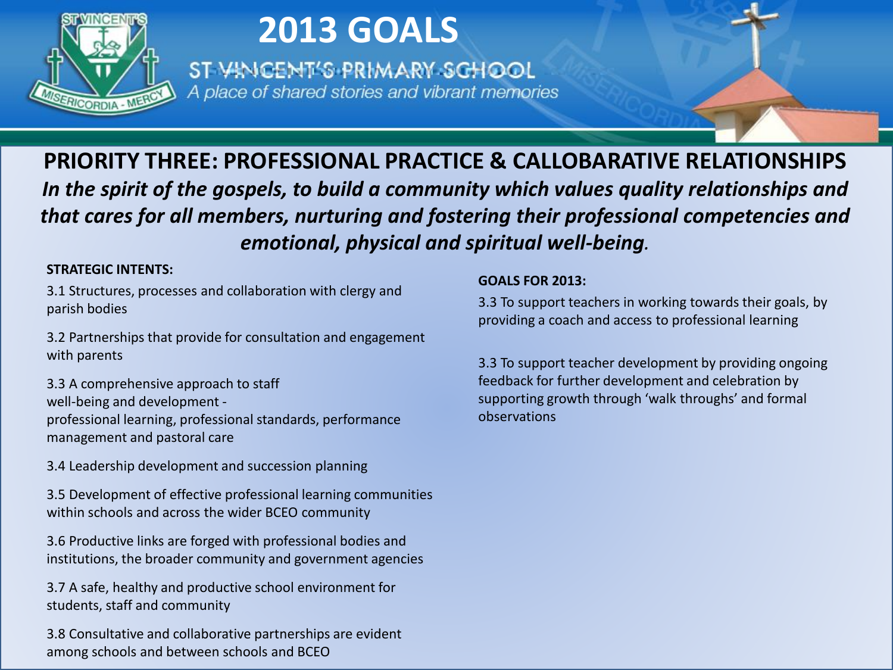# 2013 GOALS

ST VINCENT'S PRIMARY SCHOOL

*A place of shared stories and vibrant memories*

## PRIORITY THREE: PROFESSIONAL PRACTICE & CALLOBARATIVE RELATIONSHIPS

***In the spirit of the gospels, to build a community which values quality relationships and that cares for all members, nurturing and fostering their professional competencies and emotional, physical and spiritual well-being.***

**STRATEGIC INTENTS:**

3.1 Structures, processes and collaboration with clergy and parish bodies

3.2 Partnerships that provide for consultation and engagement with parents

3.3 A comprehensive approach to staff well-being and development - professional learning, professional standards, performance management and pastoral care

3.4 Leadership development and succession planning

3.5 Development of effective professional learning communities within schools and across the wider BCEO community

3.6 Productive links are forged with professional bodies and institutions, the broader community and government agencies

3.7 A safe, healthy and productive school environment for students, staff and community

3.8 Consultative and collaborative partnerships are evident among schools and between schools and BCEO

**GOALS FOR 2013:**

3.3 To support teachers in working towards their goals, by providing a coach and access to professional learning

3.3 To support teacher development by providing ongoing feedback for further development and celebration by supporting growth through 'walk throughs' and formal observations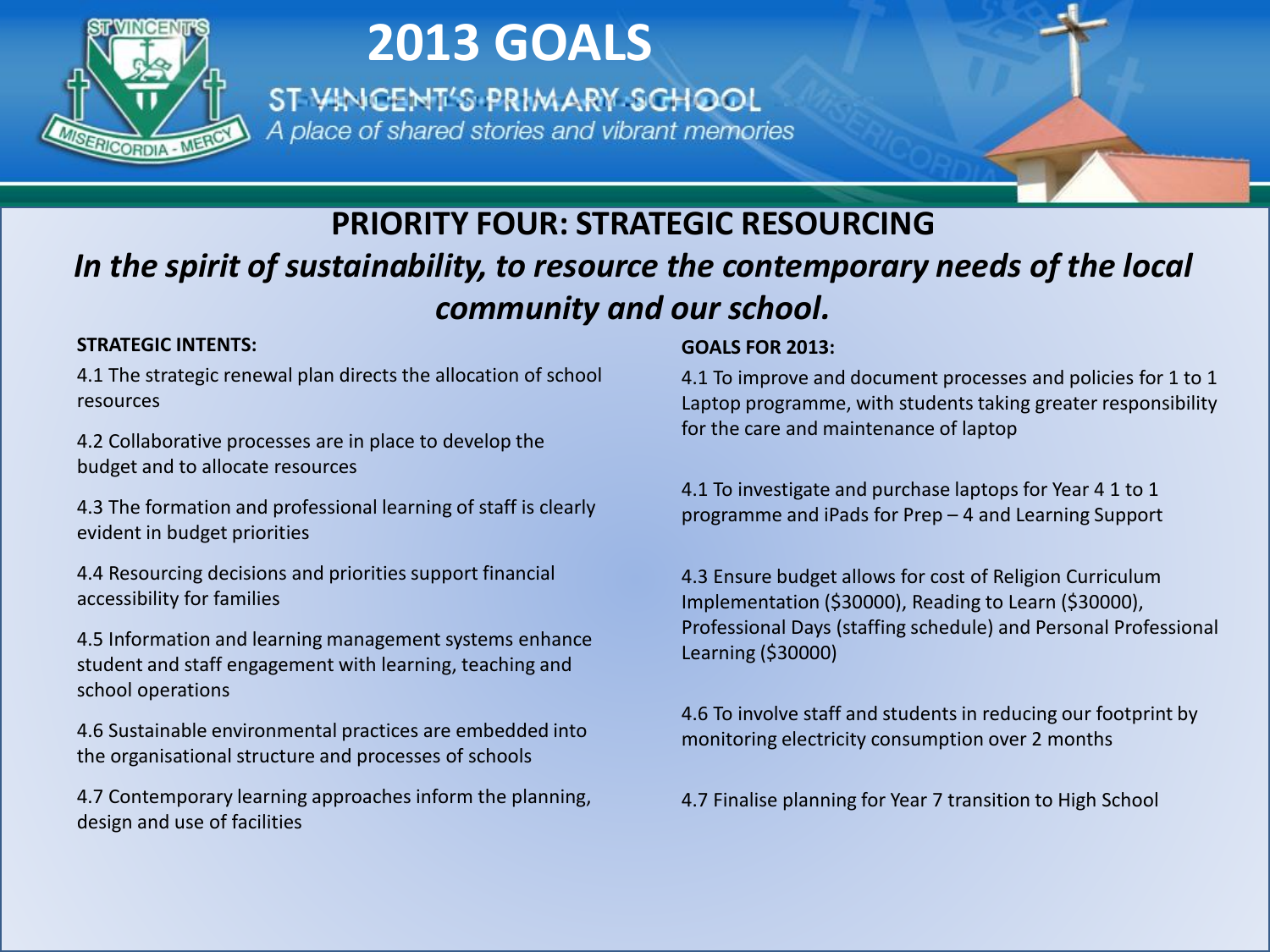# 2013 GOALS

ST VINCENT'S PRIMARY SCHOOL

*A place of shared stories and vibrant memories*

## PRIORITY FOUR: STRATEGIC RESOURCING

***In the spirit of sustainability, to resource the contemporary needs of the local community and our school.***

**STRATEGIC INTENTS:**

4.1 The strategic renewal plan directs the allocation of school resources

4.2 Collaborative processes are in place to develop the budget and to allocate resources

4.3 The formation and professional learning of staff is clearly evident in budget priorities

4.4 Resourcing decisions and priorities support financial accessibility for families

4.5 Information and learning management systems enhance student and staff engagement with learning, teaching and school operations

4.6 Sustainable environmental practices are embedded into the organisational structure and processes of schools

4.7 Contemporary learning approaches inform the planning, design and use of facilities

**GOALS FOR 2013:**

4.1 To improve and document processes and policies for 1 to 1 Laptop programme, with students taking greater responsibility for the care and maintenance of laptop

4.1 To investigate and purchase laptops for Year 4 1 to 1 programme and iPads for Prep – 4 and Learning Support

4.3 Ensure budget allows for cost of Religion Curriculum Implementation ($30000), Reading to Learn ($30000), Professional Days (staffing schedule) and Personal Professional Learning ($30000)

4.6 To involve staff and students in reducing our footprint by monitoring electricity consumption over 2 months

4.7 Finalise planning for Year 7 transition to High School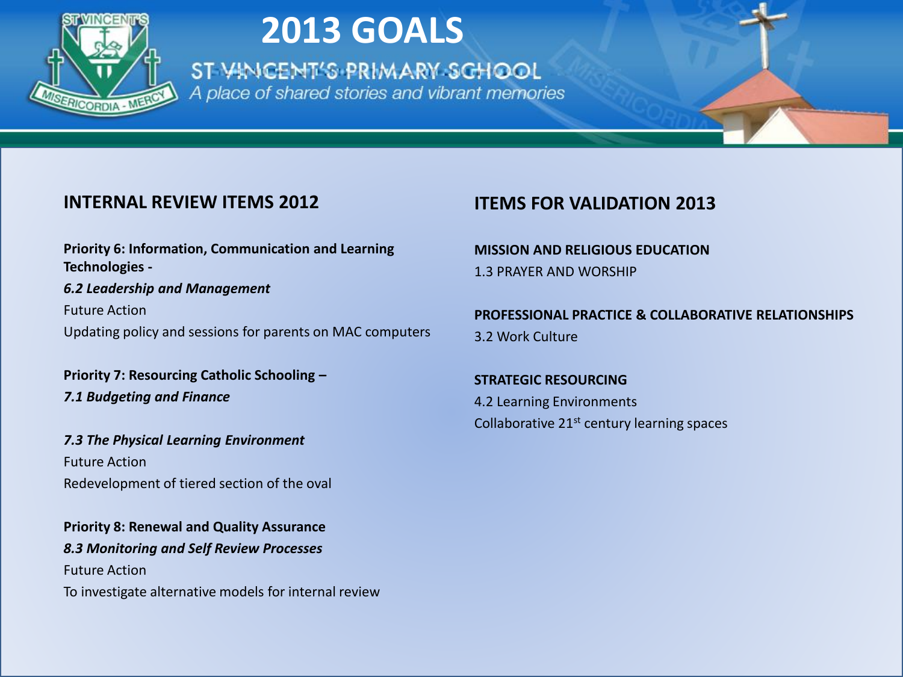# 2013 GOALS

ST VINCENT'S PRIMARY SCHOOL

*A place of shared stories and vibrant memories*

## INTERNAL REVIEW ITEMS 2012

**Priority 6: Information, Communication and Learning Technologies -**

***6.2 Leadership and Management***

Future Action

Updating policy and sessions for parents on MAC computers

**Priority 7: Resourcing Catholic Schooling –**

***7.1 Budgeting and Finance***

***7.3 The Physical Learning Environment***

Future Action

Redevelopment of tiered section of the oval

**Priority 8: Renewal and Quality Assurance**

***8.3 Monitoring and Self Review Processes***

Future Action

To investigate alternative models for internal review

## ITEMS FOR VALIDATION 2013

**MISSION AND RELIGIOUS EDUCATION**

1.3 PRAYER AND WORSHIP

**PROFESSIONAL PRACTICE & COLLABORATIVE RELATIONSHIPS**

3.2 Work Culture

**STRATEGIC RESOURCING**

4.2 Learning Environments

Collaborative 21st century learning spaces